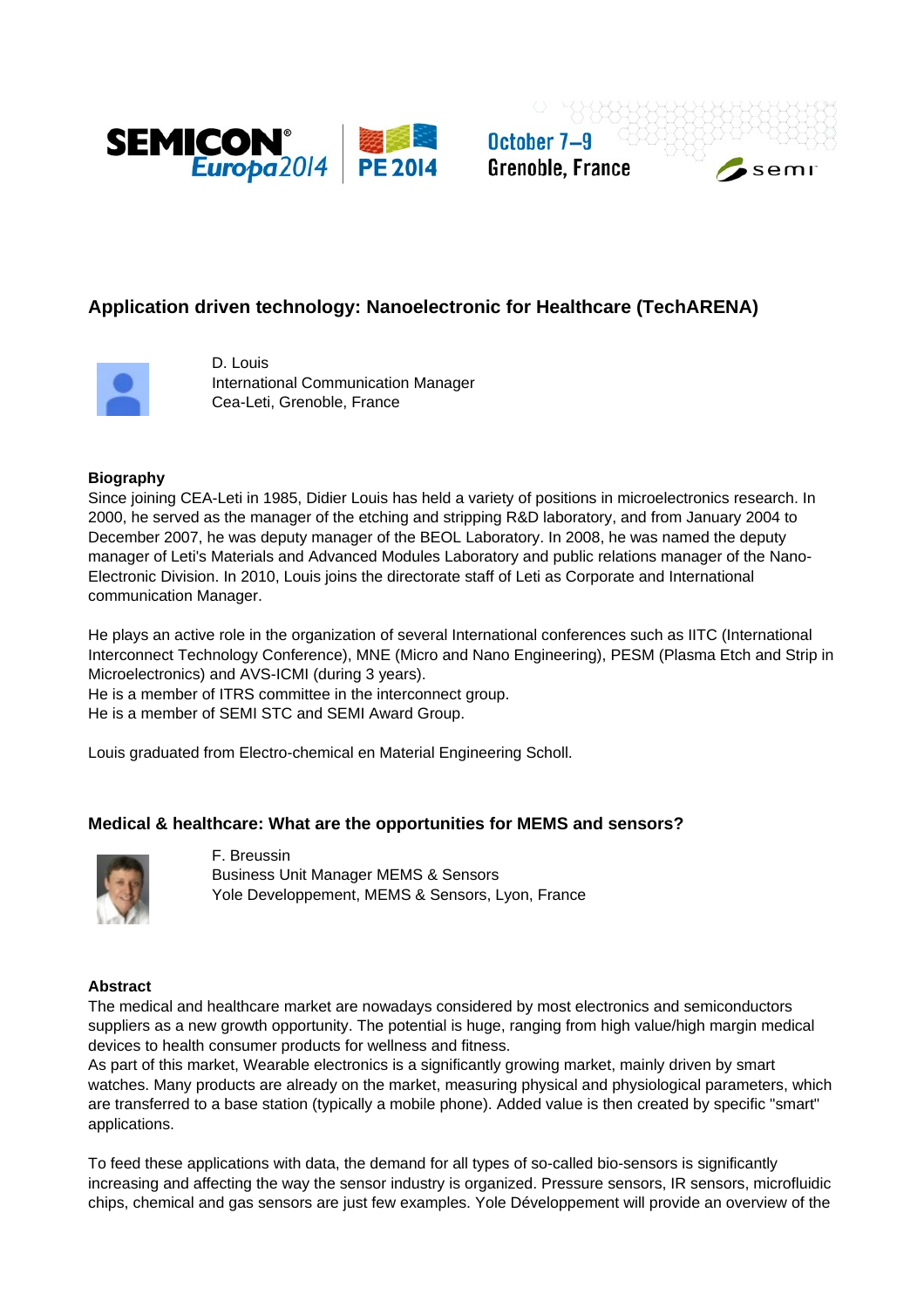## Application driven technology: Nanoelectronic for Healthcare (TechARENA)

D. Louis
International Communication Manager
Cea-Leti, Grenoble, France

**Biography**

Since joining CEA-Leti in 1985, Didier Louis has held a variety of positions in microelectronics research. In 2000, he served as the manager of the etching and stripping R&D laboratory, and from January 2004 to December 2007, he was deputy manager of the BEOL Laboratory. In 2008, he was named the deputy manager of Leti's Materials and Advanced Modules Laboratory and public relations manager of the Nano-Electronic Division. In 2010, Louis joins the directorate staff of Leti as Corporate and International communication Manager.

He plays an active role in the organization of several International conferences such as IITC (International Interconnect Technology Conference), MNE (Micro and Nano Engineering), PESM (Plasma Etch and Strip in Microelectronics) and AVS-ICMI (during 3 years).
He is a member of ITRS committee in the interconnect group.
He is a member of SEMI STC and SEMI Award Group.

Louis graduated from Electro-chemical en Material Engineering Scholl.

## Medical & healthcare: What are the opportunities for MEMS and sensors?

F. Breussin
Business Unit Manager MEMS & Sensors
Yole Developpement, MEMS & Sensors, Lyon, France

**Abstract**

The medical and healthcare market are nowadays considered by most electronics and semiconductors suppliers as a new growth opportunity. The potential is huge, ranging from high value/high margin medical devices to health consumer products for wellness and fitness.
As part of this market, Wearable electronics is a significantly growing market, mainly driven by smart watches. Many products are already on the market, measuring physical and physiological parameters, which are transferred to a base station (typically a mobile phone). Added value is then created by specific "smart" applications.

To feed these applications with data, the demand for all types of so-called bio-sensors is significantly increasing and affecting the way the sensor industry is organized. Pressure sensors, IR sensors, microfluidic chips, chemical and gas sensors are just few examples. Yole Développement will provide an overview of the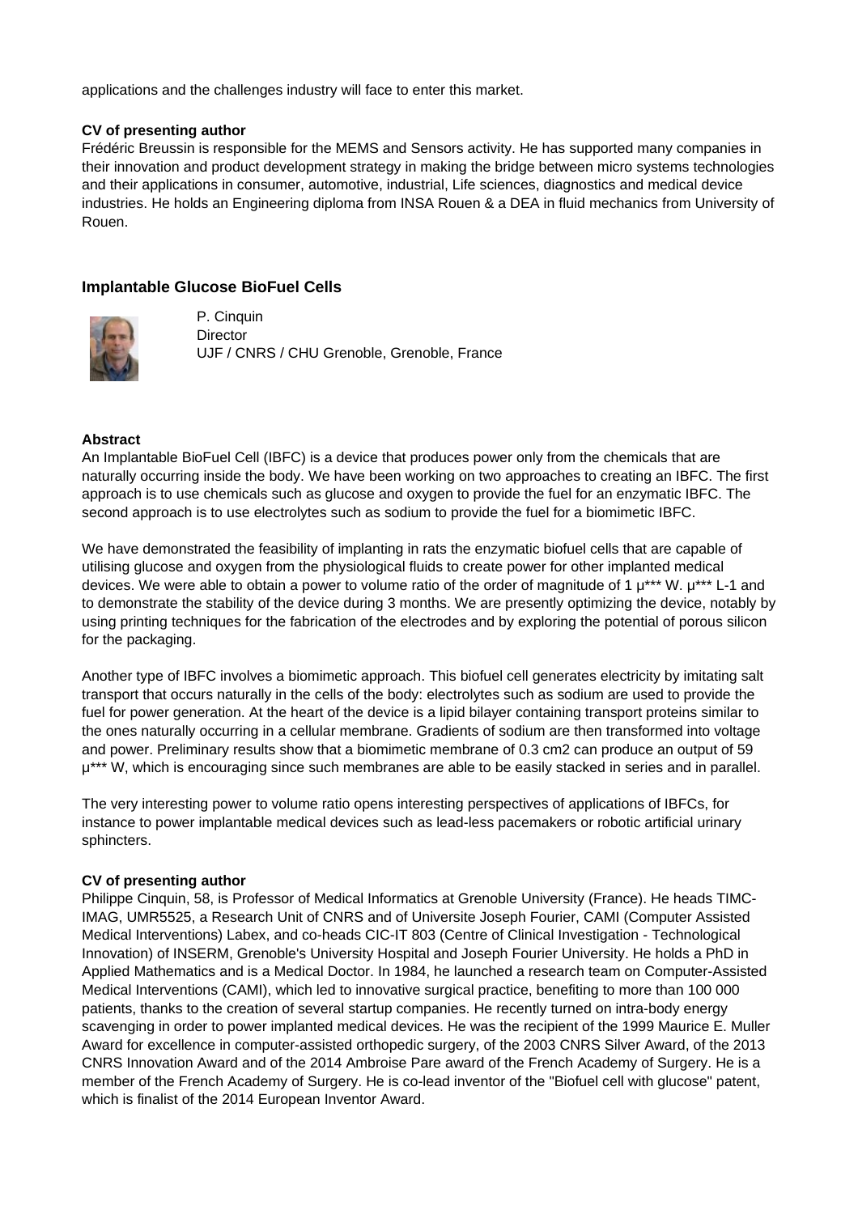applications and the challenges industry will face to enter this market.

**CV of presenting author**

Frédéric Breussin is responsible for the MEMS and Sensors activity. He has supported many companies in their innovation and product development strategy in making the bridge between micro systems technologies and their applications in consumer, automotive, industrial, Life sciences, diagnostics and medical device industries. He holds an Engineering diploma from INSA Rouen & a DEA in fluid mechanics from University of Rouen.

## Implantable Glucose BioFuel Cells

P. Cinquin
Director
UJF / CNRS / CHU Grenoble, Grenoble, France

**Abstract**

An Implantable BioFuel Cell (IBFC) is a device that produces power only from the chemicals that are naturally occurring inside the body. We have been working on two approaches to creating an IBFC. The first approach is to use chemicals such as glucose and oxygen to provide the fuel for an enzymatic IBFC. The second approach is to use electrolytes such as sodium to provide the fuel for a biomimetic IBFC.

We have demonstrated the feasibility of implanting in rats the enzymatic biofuel cells that are capable of utilising glucose and oxygen from the physiological fluids to create power for other implanted medical devices. We were able to obtain a power to volume ratio of the order of magnitude of 1 µ*** W. µ*** L-1 and to demonstrate the stability of the device during 3 months. We are presently optimizing the device, notably by using printing techniques for the fabrication of the electrodes and by exploring the potential of porous silicon for the packaging.

Another type of IBFC involves a biomimetic approach. This biofuel cell generates electricity by imitating salt transport that occurs naturally in the cells of the body: electrolytes such as sodium are used to provide the fuel for power generation. At the heart of the device is a lipid bilayer containing transport proteins similar to the ones naturally occurring in a cellular membrane. Gradients of sodium are then transformed into voltage and power. Preliminary results show that a biomimetic membrane of 0.3 cm2 can produce an output of 59 µ*** W, which is encouraging since such membranes are able to be easily stacked in series and in parallel.

The very interesting power to volume ratio opens interesting perspectives of applications of IBFCs, for instance to power implantable medical devices such as lead-less pacemakers or robotic artificial urinary sphincters.

**CV of presenting author**

Philippe Cinquin, 58, is Professor of Medical Informatics at Grenoble University (France). He heads TIMC-IMAG, UMR5525, a Research Unit of CNRS and of Universite Joseph Fourier, CAMI (Computer Assisted Medical Interventions) Labex, and co-heads CIC-IT 803 (Centre of Clinical Investigation - Technological Innovation) of INSERM, Grenoble's University Hospital and Joseph Fourier University. He holds a PhD in Applied Mathematics and is a Medical Doctor. In 1984, he launched a research team on Computer-Assisted Medical Interventions (CAMI), which led to innovative surgical practice, benefiting to more than 100 000 patients, thanks to the creation of several startup companies. He recently turned on intra-body energy scavenging in order to power implanted medical devices. He was the recipient of the 1999 Maurice E. Muller Award for excellence in computer-assisted orthopedic surgery, of the 2003 CNRS Silver Award, of the 2013 CNRS Innovation Award and of the 2014 Ambroise Pare award of the French Academy of Surgery. He is a member of the French Academy of Surgery. He is co-lead inventor of the "Biofuel cell with glucose" patent, which is finalist of the 2014 European Inventor Award.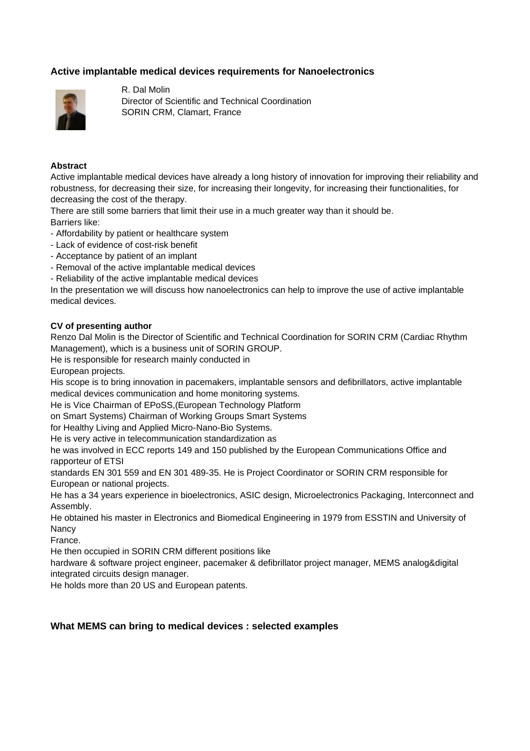### Active implantable medical devices requirements for Nanoelectronics

R. Dal Molin
Director of Scientific and Technical Coordination
SORIN CRM, Clamart, France

**Abstract**

Active implantable medical devices have already a long history of innovation for improving their reliability and robustness, for decreasing their size, for increasing their longevity, for increasing their functionalities, for decreasing the cost of the therapy.

There are still some barriers that limit their use in a much greater way than it should be.

Barriers like:

- Affordability by patient or healthcare system
- Lack of evidence of cost-risk benefit
- Acceptance by patient of an implant
- Removal of the active implantable medical devices
- Reliability of the active implantable medical devices

In the presentation we will discuss how nanoelectronics can help to improve the use of active implantable medical devices.

**CV of presenting author**

Renzo Dal Molin is the Director of Scientific and Technical Coordination for SORIN CRM (Cardiac Rhythm Management), which is a business unit of SORIN GROUP.

He is responsible for research mainly conducted in European projects.

His scope is to bring innovation in pacemakers, implantable sensors and defibrillators, active implantable medical devices communication and home monitoring systems.

He is Vice Chairman of EPoSS,(European Technology Platform on Smart Systems) Chairman of Working Groups Smart Systems for Healthy Living and Applied Micro-Nano-Bio Systems.

He is very active in telecommunication standardization as he was involved in ECC reports 149 and 150 published by the European Communications Office and rapporteur of ETSI standards EN 301 559 and EN 301 489-35. He is Project Coordinator or SORIN CRM responsible for European or national projects.

He has a 34 years experience in bioelectronics, ASIC design, Microelectronics Packaging, Interconnect and Assembly.

He obtained his master in Electronics and Biomedical Engineering in 1979 from ESSTIN and University of Nancy France.

He then occupied in SORIN CRM different positions like hardware & software project engineer, pacemaker & defibrillator project manager, MEMS analog&digital integrated circuits design manager.

He holds more than 20 US and European patents.

### What MEMS can bring to medical devices : selected examples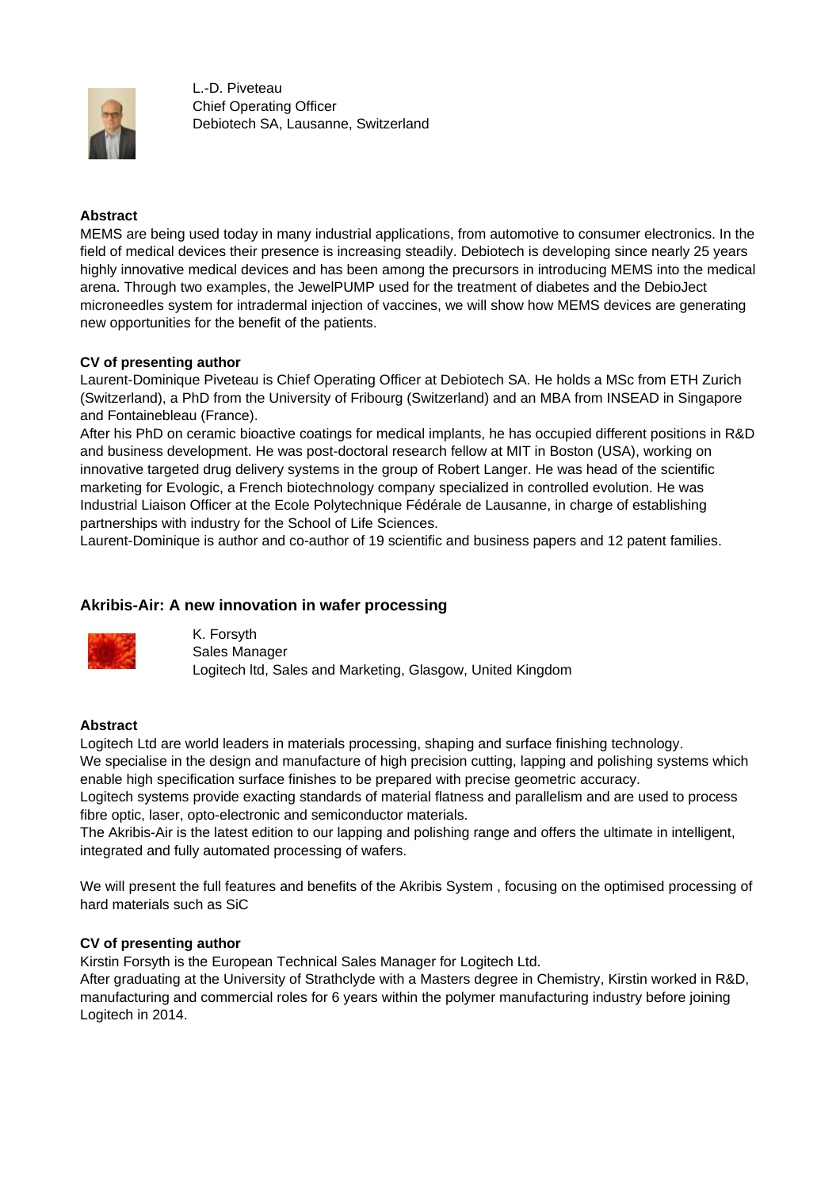L.-D. Piveteau
Chief Operating Officer
Debiotech SA, Lausanne, Switzerland

**Abstract**

MEMS are being used today in many industrial applications, from automotive to consumer electronics. In the field of medical devices their presence is increasing steadily. Debiotech is developing since nearly 25 years highly innovative medical devices and has been among the precursors in introducing MEMS into the medical arena. Through two examples, the JewelPUMP used for the treatment of diabetes and the DebioJect microneedles system for intradermal injection of vaccines, we will show how MEMS devices are generating new opportunities for the benefit of the patients.

**CV of presenting author**

Laurent-Dominique Piveteau is Chief Operating Officer at Debiotech SA. He holds a MSc from ETH Zurich (Switzerland), a PhD from the University of Fribourg (Switzerland) and an MBA from INSEAD in Singapore and Fontainebleau (France).

After his PhD on ceramic bioactive coatings for medical implants, he has occupied different positions in R&D and business development. He was post-doctoral research fellow at MIT in Boston (USA), working on innovative targeted drug delivery systems in the group of Robert Langer. He was head of the scientific marketing for Evologic, a French biotechnology company specialized in controlled evolution. He was Industrial Liaison Officer at the Ecole Polytechnique Fédérale de Lausanne, in charge of establishing partnerships with industry for the School of Life Sciences.

Laurent-Dominique is author and co-author of 19 scientific and business papers and 12 patent families.

## Akribis-Air: A new innovation in wafer processing

K. Forsyth
Sales Manager
Logitech ltd, Sales and Marketing, Glasgow, United Kingdom

**Abstract**

Logitech Ltd are world leaders in materials processing, shaping and surface finishing technology.
We specialise in the design and manufacture of high precision cutting, lapping and polishing systems which enable high specification surface finishes to be prepared with precise geometric accuracy.
Logitech systems provide exacting standards of material flatness and parallelism and are used to process fibre optic, laser, opto-electronic and semiconductor materials.
The Akribis-Air is the latest edition to our lapping and polishing range and offers the ultimate in intelligent, integrated and fully automated processing of wafers.

We will present the full features and benefits of the Akribis System , focusing on the optimised processing of hard materials such as SiC

**CV of presenting author**

Kirstin Forsyth is the European Technical Sales Manager for Logitech Ltd.
After graduating at the University of Strathclyde with a Masters degree in Chemistry, Kirstin worked in R&D, manufacturing and commercial roles for 6 years within the polymer manufacturing industry before joining Logitech in 2014.